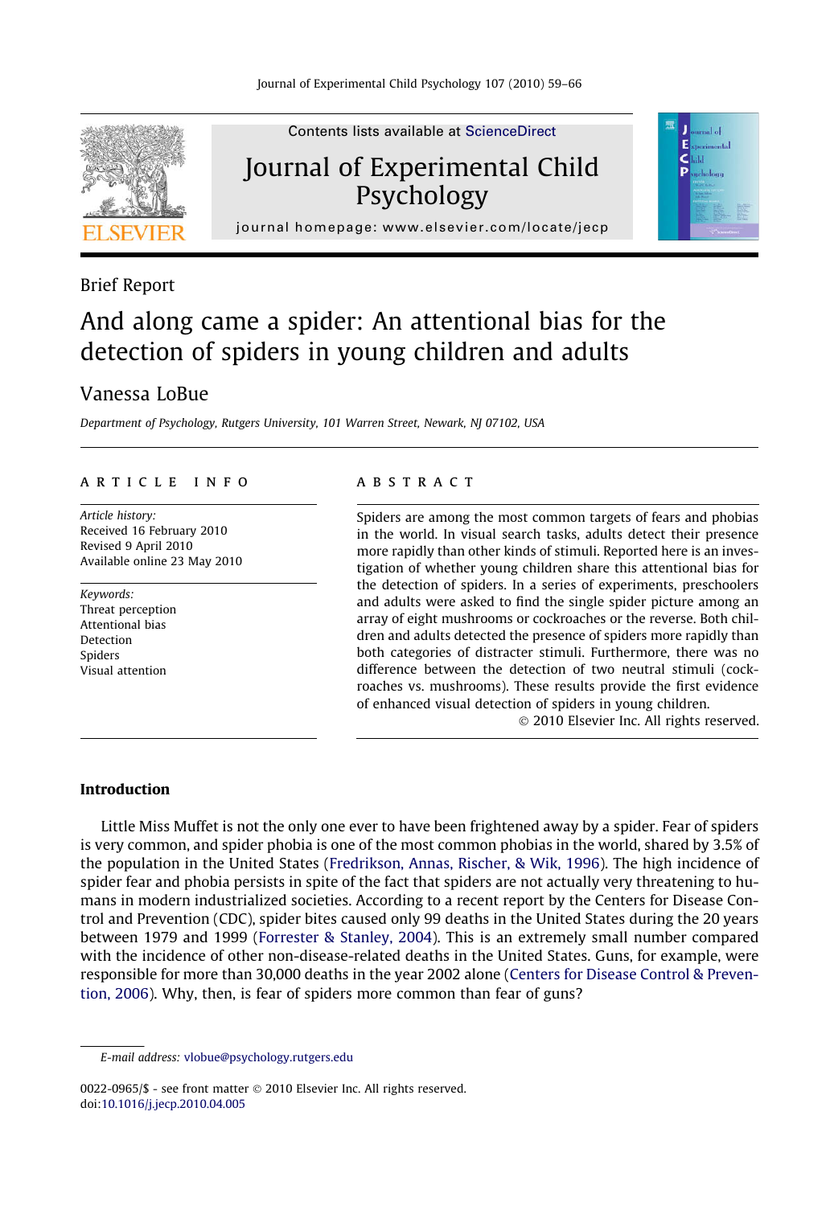Brief Report

# And along came a spider: An attentional bias for the detection of spiders in young children and adults

Vanessa LoBue

*Department of Psychology, Rutgers University, 101 Warren Street, Newark, NJ 07102, USA*

**ARTICLE INFO**

*Article history:*
Received 16 February 2010
Revised 9 April 2010
Available online 23 May 2010

*Keywords:*
Threat perception
Attentional bias
Detection
Spiders
Visual attention

**ABSTRACT**

Spiders are among the most common targets of fears and phobias in the world. In visual search tasks, adults detect their presence more rapidly than other kinds of stimuli. Reported here is an investigation of whether young children share this attentional bias for the detection of spiders. In a series of experiments, preschoolers and adults were asked to find the single spider picture among an array of eight mushrooms or cockroaches or the reverse. Both children and adults detected the presence of spiders more rapidly than both categories of distracter stimuli. Furthermore, there was no difference between the detection of two neutral stimuli (cockroaches vs. mushrooms). These results provide the first evidence of enhanced visual detection of spiders in young children.

© 2010 Elsevier Inc. All rights reserved.

## Introduction

Little Miss Muffet is not the only one ever to have been frightened away by a spider. Fear of spiders is very common, and spider phobia is one of the most common phobias in the world, shared by 3.5% of the population in the United States (Fredrikson, Annas, Rischer, & Wik, 1996). The high incidence of spider fear and phobia persists in spite of the fact that spiders are not actually very threatening to humans in modern industrialized societies. According to a recent report by the Centers for Disease Control and Prevention (CDC), spider bites caused only 99 deaths in the United States during the 20 years between 1979 and 1999 (Forrester & Stanley, 2004). This is an extremely small number compared with the incidence of other non-disease-related deaths in the United States. Guns, for example, were responsible for more than 30,000 deaths in the year 2002 alone (Centers for Disease Control & Prevention, 2006). Why, then, is fear of spiders more common than fear of guns?

*E-mail address:* vlobue@psychology.rutgers.edu

0022-0965/$ - see front matter © 2010 Elsevier Inc. All rights reserved.
doi:10.1016/j.jecp.2010.04.005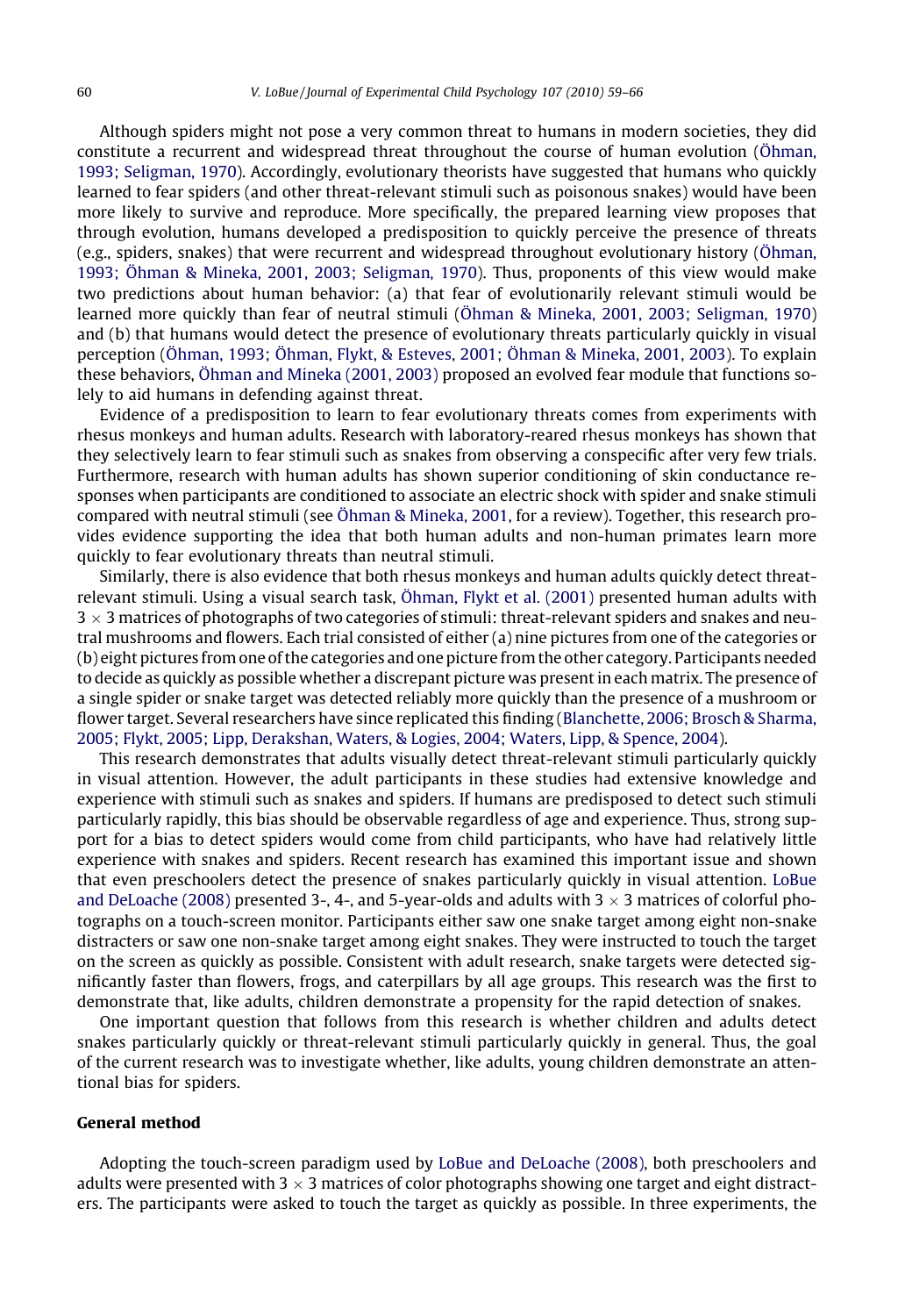Although spiders might not pose a very common threat to humans in modern societies, they did constitute a recurrent and widespread threat throughout the course of human evolution (Öhman, 1993; Seligman, 1970). Accordingly, evolutionary theorists have suggested that humans who quickly learned to fear spiders (and other threat-relevant stimuli such as poisonous snakes) would have been more likely to survive and reproduce. More specifically, the prepared learning view proposes that through evolution, humans developed a predisposition to quickly perceive the presence of threats (e.g., spiders, snakes) that were recurrent and widespread throughout evolutionary history (Öhman, 1993; Öhman & Mineka, 2001, 2003; Seligman, 1970). Thus, proponents of this view would make two predictions about human behavior: (a) that fear of evolutionarily relevant stimuli would be learned more quickly than fear of neutral stimuli (Öhman & Mineka, 2001, 2003; Seligman, 1970) and (b) that humans would detect the presence of evolutionary threats particularly quickly in visual perception (Öhman, 1993; Öhman, Flykt, & Esteves, 2001; Öhman & Mineka, 2001, 2003). To explain these behaviors, Öhman and Mineka (2001, 2003) proposed an evolved fear module that functions solely to aid humans in defending against threat.

Evidence of a predisposition to learn to fear evolutionary threats comes from experiments with rhesus monkeys and human adults. Research with laboratory-reared rhesus monkeys has shown that they selectively learn to fear stimuli such as snakes from observing a conspecific after very few trials. Furthermore, research with human adults has shown superior conditioning of skin conductance responses when participants are conditioned to associate an electric shock with spider and snake stimuli compared with neutral stimuli (see Öhman & Mineka, 2001, for a review). Together, this research provides evidence supporting the idea that both human adults and non-human primates learn more quickly to fear evolutionary threats than neutral stimuli.

Similarly, there is also evidence that both rhesus monkeys and human adults quickly detect threat-relevant stimuli. Using a visual search task, Öhman, Flykt et al. (2001) presented human adults with $3 \times 3$ matrices of photographs of two categories of stimuli: threat-relevant spiders and snakes and neutral mushrooms and flowers. Each trial consisted of either (a) nine pictures from one of the categories or (b) eight pictures from one of the categories and one picture from the other category. Participants needed to decide as quickly as possible whether a discrepant picture was present in each matrix. The presence of a single spider or snake target was detected reliably more quickly than the presence of a mushroom or flower target. Several researchers have since replicated this finding (Blanchette, 2006; Brosch & Sharma, 2005; Flykt, 2005; Lipp, Derakshan, Waters, & Logies, 2004; Waters, Lipp, & Spence, 2004).

This research demonstrates that adults visually detect threat-relevant stimuli particularly quickly in visual attention. However, the adult participants in these studies had extensive knowledge and experience with stimuli such as snakes and spiders. If humans are predisposed to detect such stimuli particularly rapidly, this bias should be observable regardless of age and experience. Thus, strong support for a bias to detect spiders would come from child participants, who have had relatively little experience with snakes and spiders. Recent research has examined this important issue and shown that even preschoolers detect the presence of snakes particularly quickly in visual attention. LoBue and DeLoache (2008) presented 3-, 4-, and 5-year-olds and adults with $3 \times 3$ matrices of colorful photographs on a touch-screen monitor. Participants either saw one snake target among eight non-snake distracters or saw one non-snake target among eight snakes. They were instructed to touch the target on the screen as quickly as possible. Consistent with adult research, snake targets were detected significantly faster than flowers, frogs, and caterpillars by all age groups. This research was the first to demonstrate that, like adults, children demonstrate a propensity for the rapid detection of snakes.

One important question that follows from this research is whether children and adults detect snakes particularly quickly or threat-relevant stimuli particularly quickly in general. Thus, the goal of the current research was to investigate whether, like adults, young children demonstrate an attentional bias for spiders.

## General method

Adopting the touch-screen paradigm used by LoBue and DeLoache (2008), both preschoolers and adults were presented with $3 \times 3$ matrices of color photographs showing one target and eight distracters. The participants were asked to touch the target as quickly as possible. In three experiments, the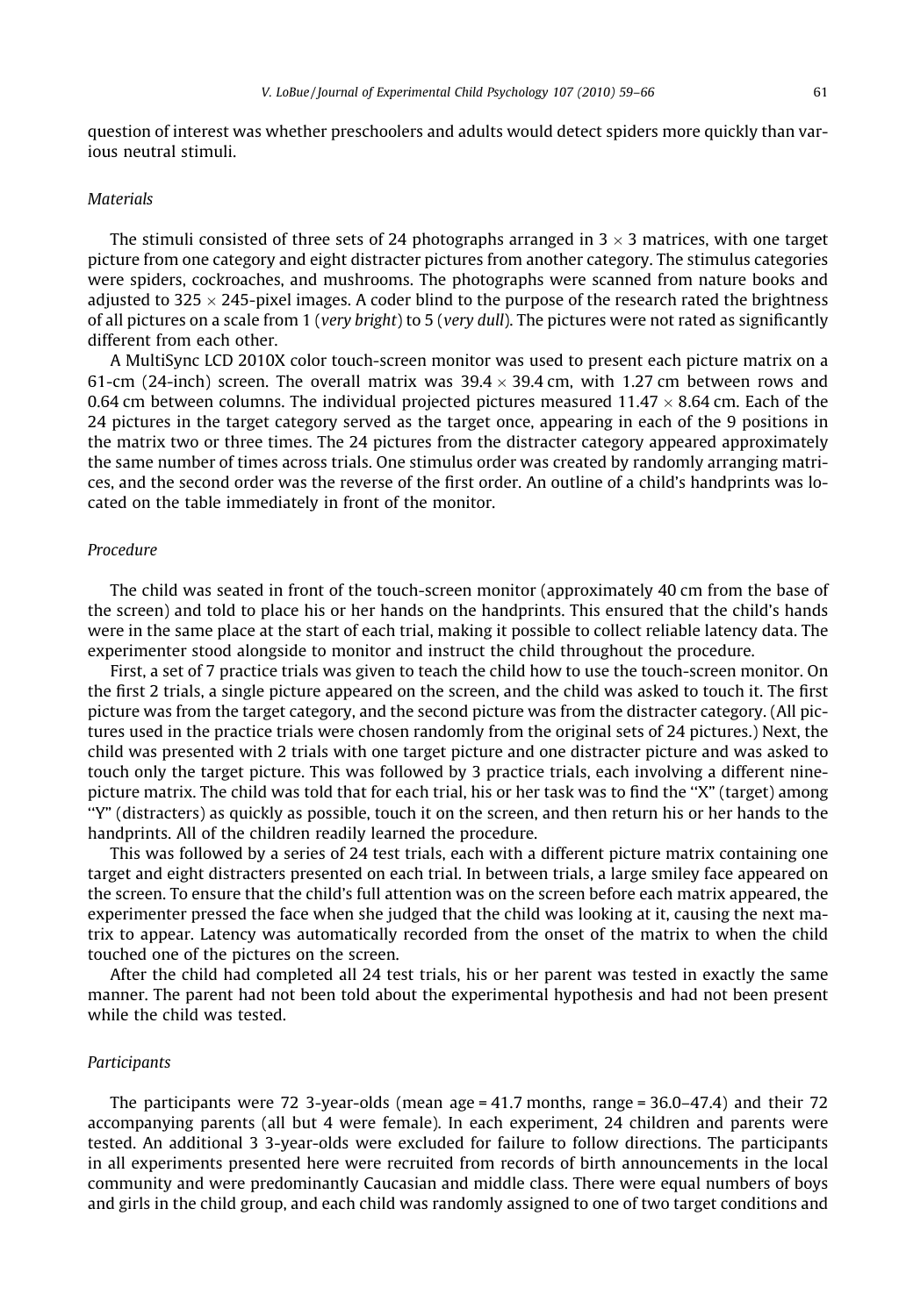question of interest was whether preschoolers and adults would detect spiders more quickly than various neutral stimuli.

### *Materials*

The stimuli consisted of three sets of 24 photographs arranged in $3 \times 3$ matrices, with one target picture from one category and eight distracter pictures from another category. The stimulus categories were spiders, cockroaches, and mushrooms. The photographs were scanned from nature books and adjusted to $325 \times 245$-pixel images. A coder blind to the purpose of the research rated the brightness of all pictures on a scale from 1 (*very bright*) to 5 (*very dull*). The pictures were not rated as significantly different from each other.

A MultiSync LCD 2010X color touch-screen monitor was used to present each picture matrix on a 61-cm (24-inch) screen. The overall matrix was $39.4 \times 39.4$ cm, with 1.27 cm between rows and 0.64 cm between columns. The individual projected pictures measured $11.47 \times 8.64$ cm. Each of the 24 pictures in the target category served as the target once, appearing in each of the 9 positions in the matrix two or three times. The 24 pictures from the distracter category appeared approximately the same number of times across trials. One stimulus order was created by randomly arranging matrices, and the second order was the reverse of the first order. An outline of a child's handprints was located on the table immediately in front of the monitor.

### *Procedure*

The child was seated in front of the touch-screen monitor (approximately 40 cm from the base of the screen) and told to place his or her hands on the handprints. This ensured that the child's hands were in the same place at the start of each trial, making it possible to collect reliable latency data. The experimenter stood alongside to monitor and instruct the child throughout the procedure.

First, a set of 7 practice trials was given to teach the child how to use the touch-screen monitor. On the first 2 trials, a single picture appeared on the screen, and the child was asked to touch it. The first picture was from the target category, and the second picture was from the distracter category. (All pictures used in the practice trials were chosen randomly from the original sets of 24 pictures.) Next, the child was presented with 2 trials with one target picture and one distracter picture and was asked to touch only the target picture. This was followed by 3 practice trials, each involving a different nine-picture matrix. The child was told that for each trial, his or her task was to find the ''X'' (target) among ''Y'' (distracters) as quickly as possible, touch it on the screen, and then return his or her hands to the handprints. All of the children readily learned the procedure.

This was followed by a series of 24 test trials, each with a different picture matrix containing one target and eight distracters presented on each trial. In between trials, a large smiley face appeared on the screen. To ensure that the child's full attention was on the screen before each matrix appeared, the experimenter pressed the face when she judged that the child was looking at it, causing the next matrix to appear. Latency was automatically recorded from the onset of the matrix to when the child touched one of the pictures on the screen.

After the child had completed all 24 test trials, his or her parent was tested in exactly the same manner. The parent had not been told about the experimental hypothesis and had not been present while the child was tested.

### *Participants*

The participants were 72 3-year-olds (mean age = 41.7 months, range = 36.0–47.4) and their 72 accompanying parents (all but 4 were female). In each experiment, 24 children and parents were tested. An additional 3 3-year-olds were excluded for failure to follow directions. The participants in all experiments presented here were recruited from records of birth announcements in the local community and were predominantly Caucasian and middle class. There were equal numbers of boys and girls in the child group, and each child was randomly assigned to one of two target conditions and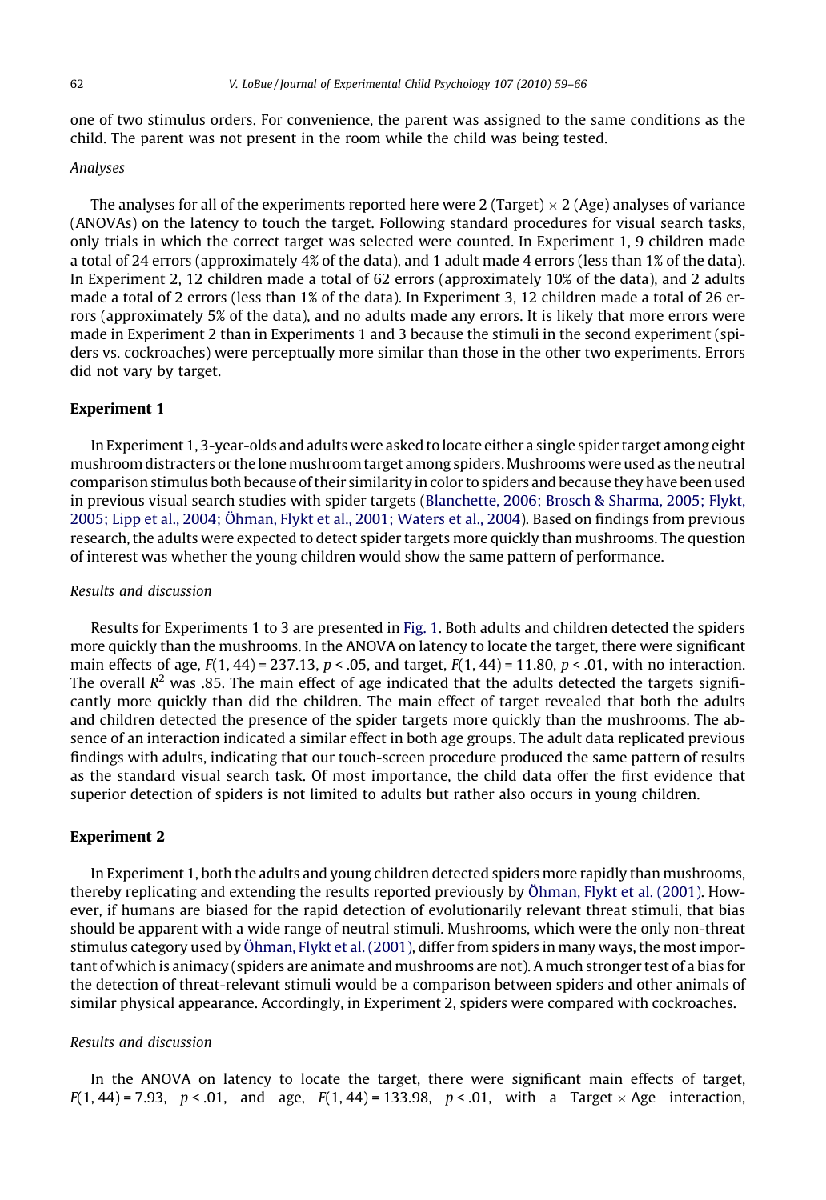one of two stimulus orders. For convenience, the parent was assigned to the same conditions as the child. The parent was not present in the room while the child was being tested.

### *Analyses*

The analyses for all of the experiments reported here were 2 (Target) $\times$ 2 (Age) analyses of variance (ANOVAs) on the latency to touch the target. Following standard procedures for visual search tasks, only trials in which the correct target was selected were counted. In Experiment 1, 9 children made a total of 24 errors (approximately 4% of the data), and 1 adult made 4 errors (less than 1% of the data). In Experiment 2, 12 children made a total of 62 errors (approximately 10% of the data), and 2 adults made a total of 2 errors (less than 1% of the data). In Experiment 3, 12 children made a total of 26 errors (approximately 5% of the data), and no adults made any errors. It is likely that more errors were made in Experiment 2 than in Experiments 1 and 3 because the stimuli in the second experiment (spiders vs. cockroaches) were perceptually more similar than those in the other two experiments. Errors did not vary by target.

## Experiment 1

In Experiment 1, 3-year-olds and adults were asked to locate either a single spider target among eight mushroom distracters or the lone mushroom target among spiders. Mushrooms were used as the neutral comparison stimulus both because of their similarity in color to spiders and because they have been used in previous visual search studies with spider targets (Blanchette, 2006; Brosch & Sharma, 2005; Flykt, 2005; Lipp et al., 2004; Öhman, Flykt et al., 2001; Waters et al., 2004). Based on findings from previous research, the adults were expected to detect spider targets more quickly than mushrooms. The question of interest was whether the young children would show the same pattern of performance.

### *Results and discussion*

Results for Experiments 1 to 3 are presented in Fig. 1. Both adults and children detected the spiders more quickly than the mushrooms. In the ANOVA on latency to locate the target, there were significant main effects of age, $F(1, 44) = 237.13$, $p < .05$, and target, $F(1, 44) = 11.80$, $p < .01$, with no interaction. The overall $R^2$ was .85. The main effect of age indicated that the adults detected the targets significantly more quickly than did the children. The main effect of target revealed that both the adults and children detected the presence of the spider targets more quickly than the mushrooms. The absence of an interaction indicated a similar effect in both age groups. The adult data replicated previous findings with adults, indicating that our touch-screen procedure produced the same pattern of results as the standard visual search task. Of most importance, the child data offer the first evidence that superior detection of spiders is not limited to adults but rather also occurs in young children.

## Experiment 2

In Experiment 1, both the adults and young children detected spiders more rapidly than mushrooms, thereby replicating and extending the results reported previously by Öhman, Flykt et al. (2001). However, if humans are biased for the rapid detection of evolutionarily relevant threat stimuli, that bias should be apparent with a wide range of neutral stimuli. Mushrooms, which were the only non-threat stimulus category used by Öhman, Flykt et al. (2001), differ from spiders in many ways, the most important of which is animacy (spiders are animate and mushrooms are not). A much stronger test of a bias for the detection of threat-relevant stimuli would be a comparison between spiders and other animals of similar physical appearance. Accordingly, in Experiment 2, spiders were compared with cockroaches.

### *Results and discussion*

In the ANOVA on latency to locate the target, there were significant main effects of target, $F(1, 44) = 7.93$, $p < .01$, and age, $F(1, 44) = 133.98$, $p < .01$, with a Target $\times$ Age interaction,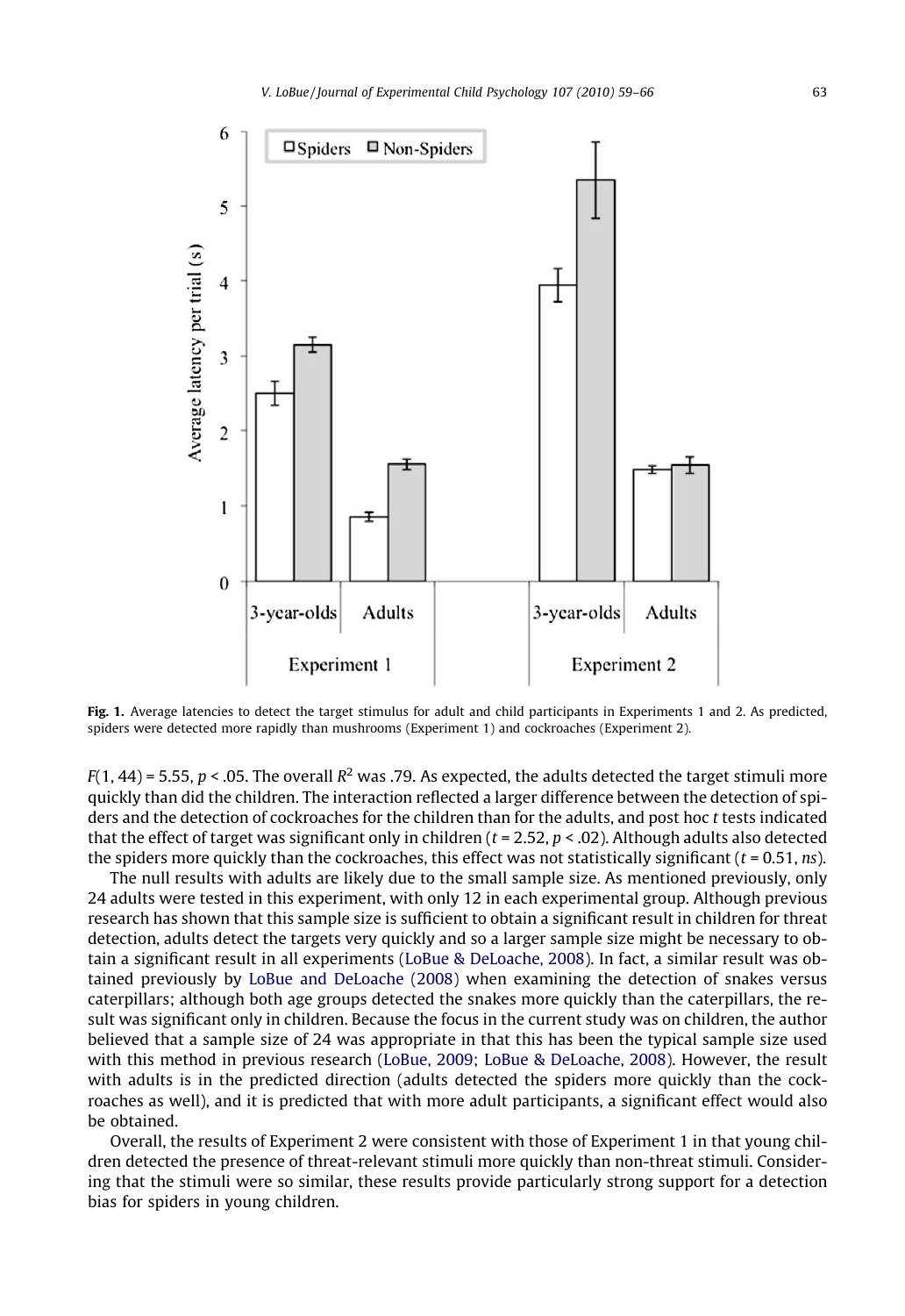Fig. 1. Average latencies to detect the target stimulus for adult and child participants in Experiments 1 and 2. As predicted, spiders were detected more rapidly than mushrooms (Experiment 1) and cockroaches (Experiment 2).

$F(1, 44) = 5.55$, $p < .05$. The overall $R^2$ was .79. As expected, the adults detected the target stimuli more quickly than did the children. The interaction reflected a larger difference between the detection of spiders and the detection of cockroaches for the children than for the adults, and post hoc *t* tests indicated that the effect of target was significant only in children ($t = 2.52$, $p < .02$). Although adults also detected the spiders more quickly than the cockroaches, this effect was not statistically significant ($t = 0.51$, *ns*).

The null results with adults are likely due to the small sample size. As mentioned previously, only 24 adults were tested in this experiment, with only 12 in each experimental group. Although previous research has shown that this sample size is sufficient to obtain a significant result in children for threat detection, adults detect the targets very quickly and so a larger sample size might be necessary to obtain a significant result in all experiments (LoBue & DeLoache, 2008). In fact, a similar result was obtained previously by LoBue and DeLoache (2008) when examining the detection of snakes versus caterpillars; although both age groups detected the snakes more quickly than the caterpillars, the result was significant only in children. Because the focus in the current study was on children, the author believed that a sample size of 24 was appropriate in that this has been the typical sample size used with this method in previous research (LoBue, 2009; LoBue & DeLoache, 2008). However, the result with adults is in the predicted direction (adults detected the spiders more quickly than the cockroaches as well), and it is predicted that with more adult participants, a significant effect would also be obtained.

Overall, the results of Experiment 2 were consistent with those of Experiment 1 in that young children detected the presence of threat-relevant stimuli more quickly than non-threat stimuli. Considering that the stimuli were so similar, these results provide particularly strong support for a detection bias for spiders in young children.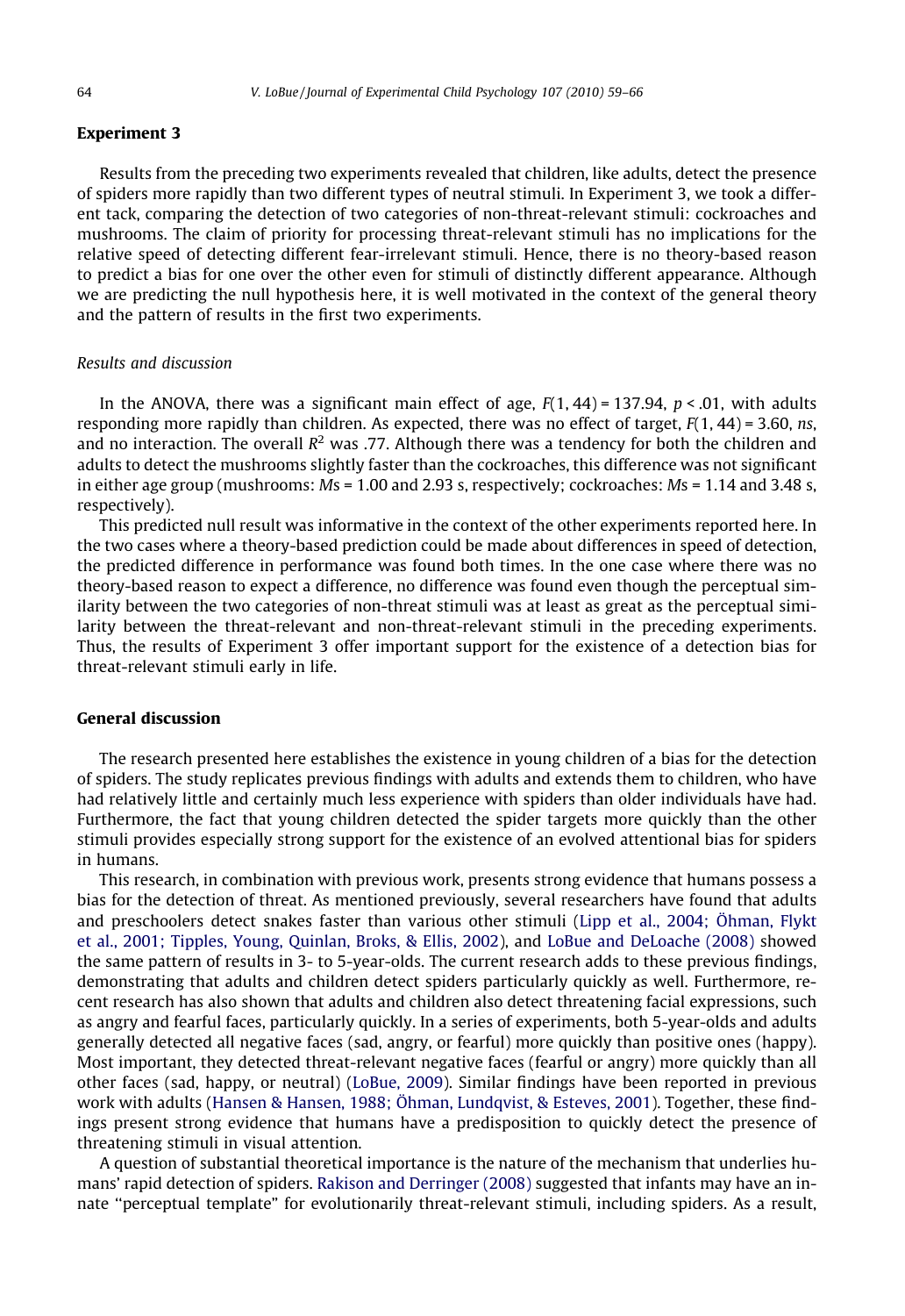## Experiment 3

Results from the preceding two experiments revealed that children, like adults, detect the presence of spiders more rapidly than two different types of neutral stimuli. In Experiment 3, we took a different tack, comparing the detection of two categories of non-threat-relevant stimuli: cockroaches and mushrooms. The claim of priority for processing threat-relevant stimuli has no implications for the relative speed of detecting different fear-irrelevant stimuli. Hence, there is no theory-based reason to predict a bias for one over the other even for stimuli of distinctly different appearance. Although we are predicting the null hypothesis here, it is well motivated in the context of the general theory and the pattern of results in the first two experiments.

### *Results and discussion*

In the ANOVA, there was a significant main effect of age, $F(1, 44) = 137.94$, $p < .01$, with adults responding more rapidly than children. As expected, there was no effect of target, $F(1, 44) = 3.60$, *ns*, and no interaction. The overall $R^2$ was .77. Although there was a tendency for both the children and adults to detect the mushrooms slightly faster than the cockroaches, this difference was not significant in either age group (mushrooms: *M*s = 1.00 and 2.93 s, respectively; cockroaches: *M*s = 1.14 and 3.48 s, respectively).

This predicted null result was informative in the context of the other experiments reported here. In the two cases where a theory-based prediction could be made about differences in speed of detection, the predicted difference in performance was found both times. In the one case where there was no theory-based reason to expect a difference, no difference was found even though the perceptual similarity between the two categories of non-threat stimuli was at least as great as the perceptual similarity between the threat-relevant and non-threat-relevant stimuli in the preceding experiments. Thus, the results of Experiment 3 offer important support for the existence of a detection bias for threat-relevant stimuli early in life.

## General discussion

The research presented here establishes the existence in young children of a bias for the detection of spiders. The study replicates previous findings with adults and extends them to children, who have had relatively little and certainly much less experience with spiders than older individuals have had. Furthermore, the fact that young children detected the spider targets more quickly than the other stimuli provides especially strong support for the existence of an evolved attentional bias for spiders in humans.

This research, in combination with previous work, presents strong evidence that humans possess a bias for the detection of threat. As mentioned previously, several researchers have found that adults and preschoolers detect snakes faster than various other stimuli (Lipp et al., 2004; Öhman, Flykt et al., 2001; Tipples, Young, Quinlan, Broks, & Ellis, 2002), and LoBue and DeLoache (2008) showed the same pattern of results in 3- to 5-year-olds. The current research adds to these previous findings, demonstrating that adults and children detect spiders particularly quickly as well. Furthermore, recent research has also shown that adults and children also detect threatening facial expressions, such as angry and fearful faces, particularly quickly. In a series of experiments, both 5-year-olds and adults generally detected all negative faces (sad, angry, or fearful) more quickly than positive ones (happy). Most important, they detected threat-relevant negative faces (fearful or angry) more quickly than all other faces (sad, happy, or neutral) (LoBue, 2009). Similar findings have been reported in previous work with adults (Hansen & Hansen, 1988; Öhman, Lundqvist, & Esteves, 2001). Together, these findings present strong evidence that humans have a predisposition to quickly detect the presence of threatening stimuli in visual attention.

A question of substantial theoretical importance is the nature of the mechanism that underlies humans' rapid detection of spiders. Rakison and Derringer (2008) suggested that infants may have an innate "perceptual template" for evolutionarily threat-relevant stimuli, including spiders. As a result,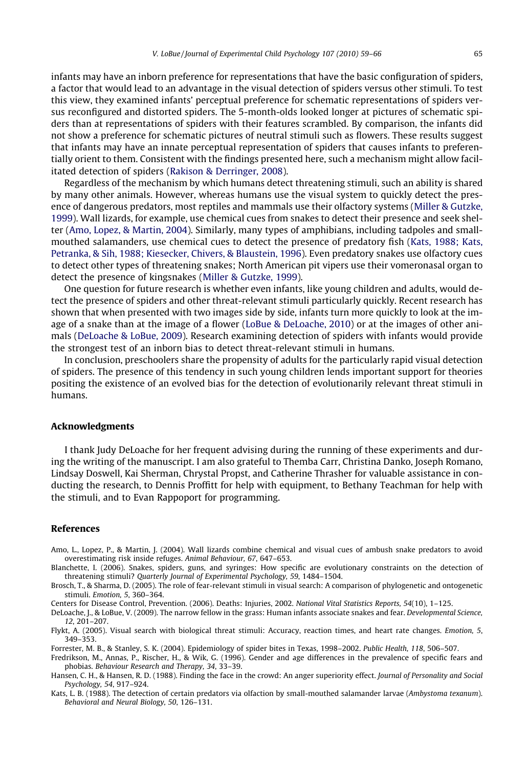infants may have an inborn preference for representations that have the basic configuration of spiders, a factor that would lead to an advantage in the visual detection of spiders versus other stimuli. To test this view, they examined infants' perceptual preference for schematic representations of spiders versus reconfigured and distorted spiders. The 5-month-olds looked longer at pictures of schematic spiders than at representations of spiders with their features scrambled. By comparison, the infants did not show a preference for schematic pictures of neutral stimuli such as flowers. These results suggest that infants may have an innate perceptual representation of spiders that causes infants to preferentially orient to them. Consistent with the findings presented here, such a mechanism might allow facilitated detection of spiders (Rakison & Derringer, 2008).

Regardless of the mechanism by which humans detect threatening stimuli, such an ability is shared by many other animals. However, whereas humans use the visual system to quickly detect the presence of dangerous predators, most reptiles and mammals use their olfactory systems (Miller & Gutzke, 1999). Wall lizards, for example, use chemical cues from snakes to detect their presence and seek shelter (Amo, Lopez, & Martin, 2004). Similarly, many types of amphibians, including tadpoles and small-mouthed salamanders, use chemical cues to detect the presence of predatory fish (Kats, 1988; Kats, Petranka, & Sih, 1988; Kiesecker, Chivers, & Blaustein, 1996). Even predatory snakes use olfactory cues to detect other types of threatening snakes; North American pit vipers use their vomeronasal organ to detect the presence of kingsnakes (Miller & Gutzke, 1999).

One question for future research is whether even infants, like young children and adults, would detect the presence of spiders and other threat-relevant stimuli particularly quickly. Recent research has shown that when presented with two images side by side, infants turn more quickly to look at the image of a snake than at the image of a flower (LoBue & DeLoache, 2010) or at the images of other animals (DeLoache & LoBue, 2009). Research examining detection of spiders with infants would provide the strongest test of an inborn bias to detect threat-relevant stimuli in humans.

In conclusion, preschoolers share the propensity of adults for the particularly rapid visual detection of spiders. The presence of this tendency in such young children lends important support for theories positing the existence of an evolved bias for the detection of evolutionarily relevant threat stimuli in humans.

## Acknowledgments

I thank Judy DeLoache for her frequent advising during the running of these experiments and during the writing of the manuscript. I am also grateful to Themba Carr, Christina Danko, Joseph Romano, Lindsay Doswell, Kai Sherman, Chrystal Propst, and Catherine Thrasher for valuable assistance in conducting the research, to Dennis Proffitt for help with equipment, to Bethany Teachman for help with the stimuli, and to Evan Rappoport for programming.

## References

Amo, L., Lopez, P., & Martin, J. (2004). Wall lizards combine chemical and visual cues of ambush snake predators to avoid overestimating risk inside refuges. *Animal Behaviour, 67*, 647–653.

Blanchette, I. (2006). Snakes, spiders, guns, and syringes: How specific are evolutionary constraints on the detection of threatening stimuli? *Quarterly Journal of Experimental Psychology, 59*, 1484–1504.

Brosch, T., & Sharma, D. (2005). The role of fear-relevant stimuli in visual search: A comparison of phylogenetic and ontogenetic stimuli. *Emotion, 5*, 360–364.

Centers for Disease Control, Prevention. (2006). Deaths: Injuries, 2002. *National Vital Statistics Reports, 54*(10), 1–125.

DeLoache, J., & LoBue, V. (2009). The narrow fellow in the grass: Human infants associate snakes and fear. *Developmental Science, 12*, 201–207.

Flykt, A. (2005). Visual search with biological threat stimuli: Accuracy, reaction times, and heart rate changes. *Emotion, 5*, 349–353.

Forrester, M. B., & Stanley, S. K. (2004). Epidemiology of spider bites in Texas, 1998–2002. *Public Health, 118*, 506–507.

Fredrikson, M., Annas, P., Rischer, H., & Wik, G. (1996). Gender and age differences in the prevalence of specific fears and phobias. *Behaviour Research and Therapy, 34*, 33–39.

Hansen, C. H., & Hansen, R. D. (1988). Finding the face in the crowd: An anger superiority effect. *Journal of Personality and Social Psychology, 54*, 917–924.

Kats, L. B. (1988). The detection of certain predators via olfaction by small-mouthed salamander larvae (*Ambystoma texanum*). *Behavioral and Neural Biology, 50*, 126–131.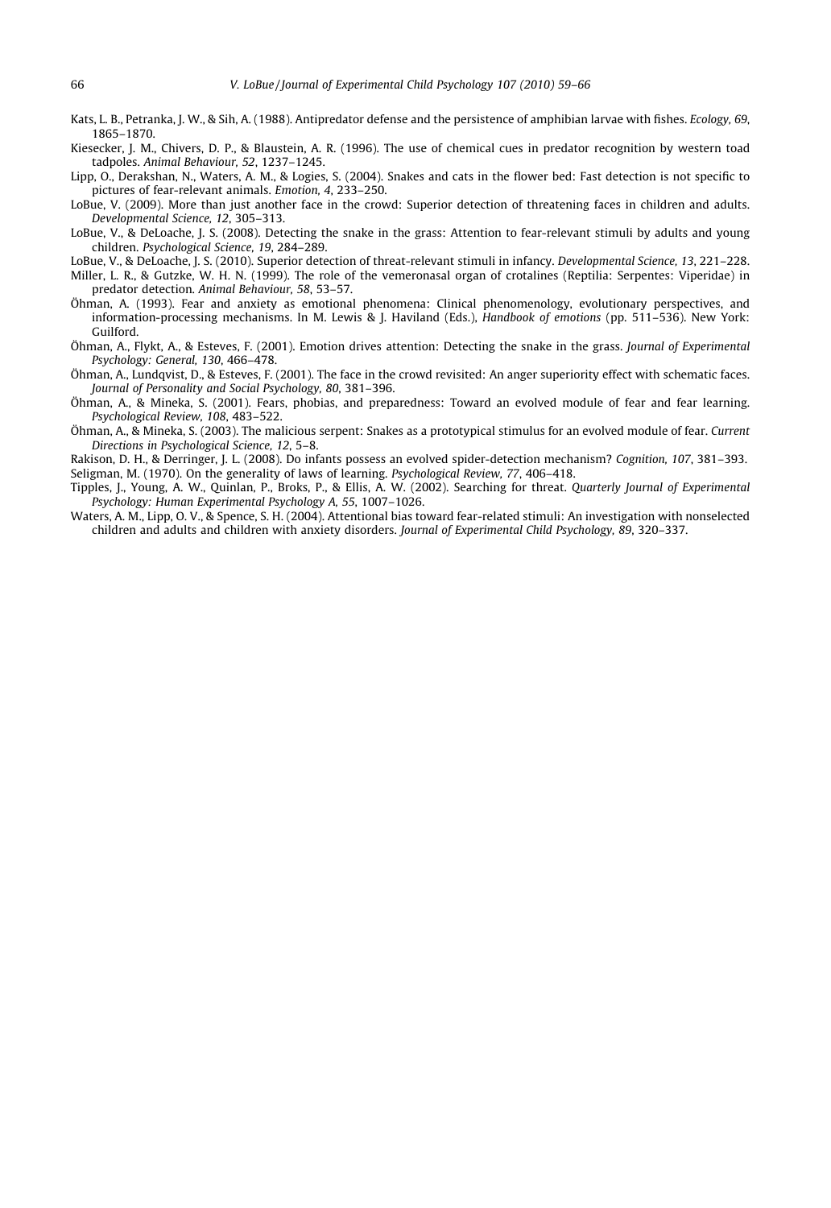Kats, L. B., Petranka, J. W., & Sih, A. (1988). Antipredator defense and the persistence of amphibian larvae with fishes. *Ecology, 69*, 1865–1870.

Kiesecker, J. M., Chivers, D. P., & Blaustein, A. R. (1996). The use of chemical cues in predator recognition by western toad tadpoles. *Animal Behaviour, 52*, 1237–1245.

Lipp, O., Derakshan, N., Waters, A. M., & Logies, S. (2004). Snakes and cats in the flower bed: Fast detection is not specific to pictures of fear-relevant animals. *Emotion, 4*, 233–250.

LoBue, V. (2009). More than just another face in the crowd: Superior detection of threatening faces in children and adults. *Developmental Science, 12*, 305–313.

LoBue, V., & DeLoache, J. S. (2008). Detecting the snake in the grass: Attention to fear-relevant stimuli by adults and young children. *Psychological Science, 19*, 284–289.

LoBue, V., & DeLoache, J. S. (2010). Superior detection of threat-relevant stimuli in infancy. *Developmental Science, 13*, 221–228.

Miller, L. R., & Gutzke, W. H. N. (1999). The role of the vemeronasal organ of crotalines (Reptilia: Serpentes: Viperidae) in predator detection. *Animal Behaviour, 58*, 53–57.

Öhman, A. (1993). Fear and anxiety as emotional phenomena: Clinical phenomenology, evolutionary perspectives, and information-processing mechanisms. In M. Lewis & J. Haviland (Eds.), *Handbook of emotions* (pp. 511–536). New York: Guilford.

Öhman, A., Flykt, A., & Esteves, F. (2001). Emotion drives attention: Detecting the snake in the grass. *Journal of Experimental Psychology: General, 130*, 466–478.

Öhman, A., Lundqvist, D., & Esteves, F. (2001). The face in the crowd revisited: An anger superiority effect with schematic faces. *Journal of Personality and Social Psychology, 80*, 381–396.

Öhman, A., & Mineka, S. (2001). Fears, phobias, and preparedness: Toward an evolved module of fear and fear learning. *Psychological Review, 108*, 483–522.

Öhman, A., & Mineka, S. (2003). The malicious serpent: Snakes as a prototypical stimulus for an evolved module of fear. *Current Directions in Psychological Science, 12*, 5–8.

Rakison, D. H., & Derringer, J. L. (2008). Do infants possess an evolved spider-detection mechanism? *Cognition, 107*, 381–393.

Seligman, M. (1970). On the generality of laws of learning. *Psychological Review, 77*, 406–418.

Tipples, J., Young, A. W., Quinlan, P., Broks, P., & Ellis, A. W. (2002). Searching for threat. *Quarterly Journal of Experimental Psychology: Human Experimental Psychology A, 55*, 1007–1026.

Waters, A. M., Lipp, O. V., & Spence, S. H. (2004). Attentional bias toward fear-related stimuli: An investigation with nonselected children and adults and children with anxiety disorders. *Journal of Experimental Child Psychology, 89*, 320–337.